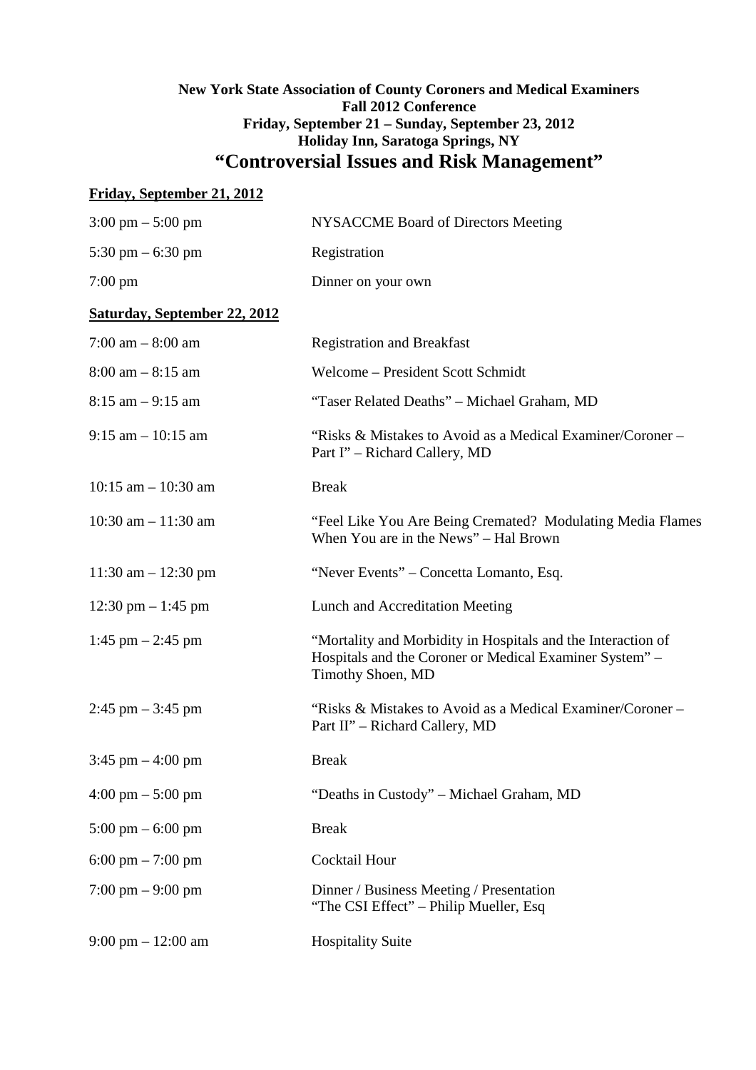**New York State Association of County Coroners and Medical Examiners**
**Fall 2012 Conference**
**Friday, September 21 – Sunday, September 23, 2012**
**Holiday Inn, Saratoga Springs, NY**

# "Controversial Issues and Risk Management"

**<u>Friday, September 21, 2012</u>**

| | |
|---|---|
| 3:00 pm – 5:00 pm | NYSACCME Board of Directors Meeting |
| 5:30 pm – 6:30 pm | Registration |
| 7:00 pm | Dinner on your own |

**<u>Saturday, September 22, 2012</u>**

| | |
|---|---|
| 7:00 am – 8:00 am | Registration and Breakfast |
| 8:00 am – 8:15 am | Welcome – President Scott Schmidt |
| 8:15 am – 9:15 am | "Taser Related Deaths" – Michael Graham, MD |
| 9:15 am – 10:15 am | "Risks & Mistakes to Avoid as a Medical Examiner/Coroner – Part I" – Richard Callery, MD |
| 10:15 am – 10:30 am | Break |
| 10:30 am – 11:30 am | "Feel Like You Are Being Cremated? Modulating Media Flames When You are in the News" – Hal Brown |
| 11:30 am – 12:30 pm | "Never Events" – Concetta Lomanto, Esq. |
| 12:30 pm – 1:45 pm | Lunch and Accreditation Meeting |
| 1:45 pm – 2:45 pm | "Mortality and Morbidity in Hospitals and the Interaction of Hospitals and the Coroner or Medical Examiner System" – Timothy Shoen, MD |
| 2:45 pm – 3:45 pm | "Risks & Mistakes to Avoid as a Medical Examiner/Coroner – Part II" – Richard Callery, MD |
| 3:45 pm – 4:00 pm | Break |
| 4:00 pm – 5:00 pm | "Deaths in Custody" – Michael Graham, MD |
| 5:00 pm – 6:00 pm | Break |
| 6:00 pm – 7:00 pm | Cocktail Hour |
| 7:00 pm – 9:00 pm | Dinner / Business Meeting / Presentation "The CSI Effect" – Philip Mueller, Esq |
| 9:00 pm – 12:00 am | Hospitality Suite |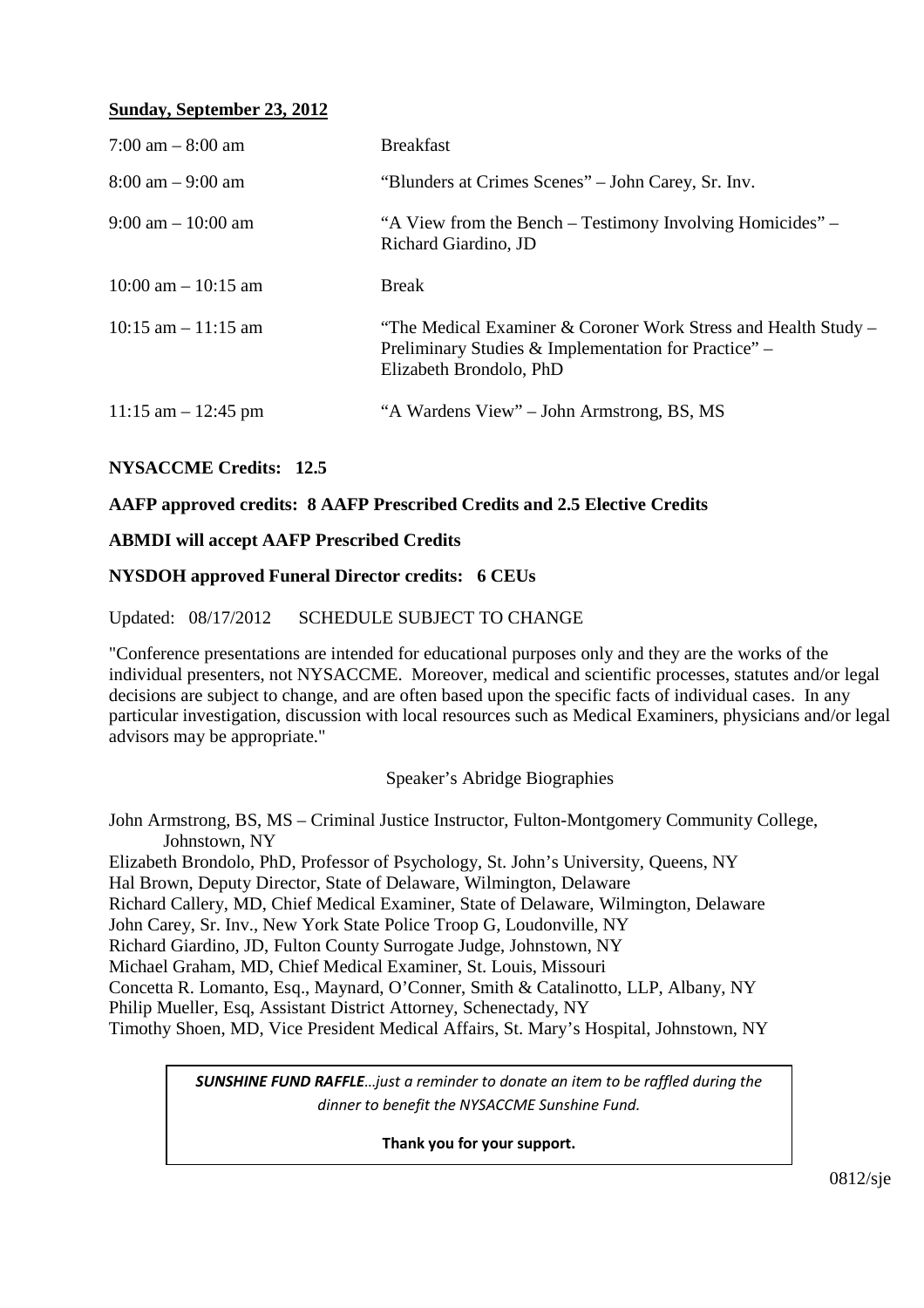**Sunday, September 23, 2012**

| | |
|---|---|
| 7:00 am – 8:00 am | Breakfast |
| 8:00 am – 9:00 am | "Blunders at Crimes Scenes" – John Carey, Sr. Inv. |
| 9:00 am – 10:00 am | "A View from the Bench – Testimony Involving Homicides" – Richard Giardino, JD |
| 10:00 am – 10:15 am | Break |
| 10:15 am – 11:15 am | "The Medical Examiner & Coroner Work Stress and Health Study – Preliminary Studies & Implementation for Practice" – Elizabeth Brondolo, PhD |
| 11:15 am – 12:45 pm | "A Wardens View" – John Armstrong, BS, MS |

**NYSACCME Credits: 12.5**

**AAFP approved credits: 8 AAFP Prescribed Credits and 2.5 Elective Credits**

**ABMDI will accept AAFP Prescribed Credits**

**NYSDOH approved Funeral Director credits: 6 CEUs**

Updated: 08/17/2012 SCHEDULE SUBJECT TO CHANGE

"Conference presentations are intended for educational purposes only and they are the works of the individual presenters, not NYSACCME. Moreover, medical and scientific processes, statutes and/or legal decisions are subject to change, and are often based upon the specific facts of individual cases. In any particular investigation, discussion with local resources such as Medical Examiners, physicians and/or legal advisors may be appropriate."

Speaker's Abridge Biographies

John Armstrong, BS, MS – Criminal Justice Instructor, Fulton-Montgomery Community College, Johnstown, NY
Elizabeth Brondolo, PhD, Professor of Psychology, St. John's University, Queens, NY
Hal Brown, Deputy Director, State of Delaware, Wilmington, Delaware
Richard Callery, MD, Chief Medical Examiner, State of Delaware, Wilmington, Delaware
John Carey, Sr. Inv., New York State Police Troop G, Loudonville, NY
Richard Giardino, JD, Fulton County Surrogate Judge, Johnstown, NY
Michael Graham, MD, Chief Medical Examiner, St. Louis, Missouri
Concetta R. Lomanto, Esq., Maynard, O'Conner, Smith & Catalinotto, LLP, Albany, NY
Philip Mueller, Esq, Assistant District Attorney, Schenectady, NY
Timothy Shoen, MD, Vice President Medical Affairs, St. Mary's Hospital, Johnstown, NY

***SUNSHINE FUND RAFFLE****…just a reminder to donate an item to be raffled during the dinner to benefit the NYSACCME Sunshine Fund.*

**Thank you for your support.**

0812/sje